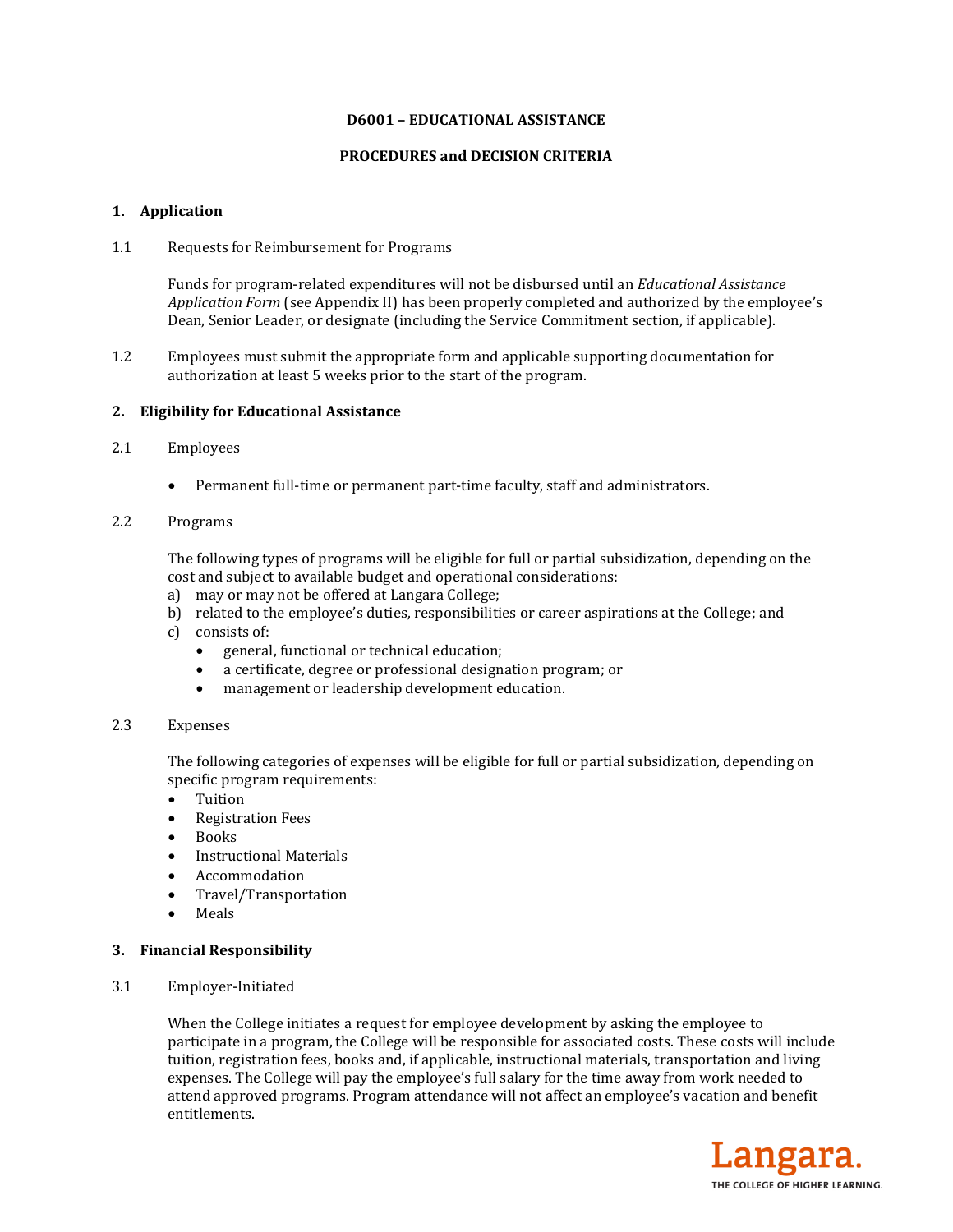# D6001 – EDUCATIONAL ASSISTANCE

## PROCEDURES and DECISION CRITERIA

### 1. Application

1.1 Requests for Reimbursement for Programs

Funds for program-related expenditures will not be disbursed until an *Educational Assistance Application Form* (see Appendix II) has been properly completed and authorized by the employee's Dean, Senior Leader, or designate (including the Service Commitment section, if applicable).

1.2 Employees must submit the appropriate form and applicable supporting documentation for authorization at least 5 weeks prior to the start of the program.

### 2. Eligibility for Educational Assistance

2.1 Employees

- Permanent full-time or permanent part-time faculty, staff and administrators.

2.2 Programs

The following types of programs will be eligible for full or partial subsidization, depending on the cost and subject to available budget and operational considerations:

a) may or may not be offered at Langara College;
b) related to the employee's duties, responsibilities or career aspirations at the College; and
c) consists of:
   - general, functional or technical education;
   - a certificate, degree or professional designation program; or
   - management or leadership development education.

2.3 Expenses

The following categories of expenses will be eligible for full or partial subsidization, depending on specific program requirements:

- Tuition
- Registration Fees
- Books
- Instructional Materials
- Accommodation
- Travel/Transportation
- Meals

### 3. Financial Responsibility

3.1 Employer-Initiated

When the College initiates a request for employee development by asking the employee to participate in a program, the College will be responsible for associated costs. These costs will include tuition, registration fees, books and, if applicable, instructional materials, transportation and living expenses. The College will pay the employee's full salary for the time away from work needed to attend approved programs. Program attendance will not affect an employee's vacation and benefit entitlements.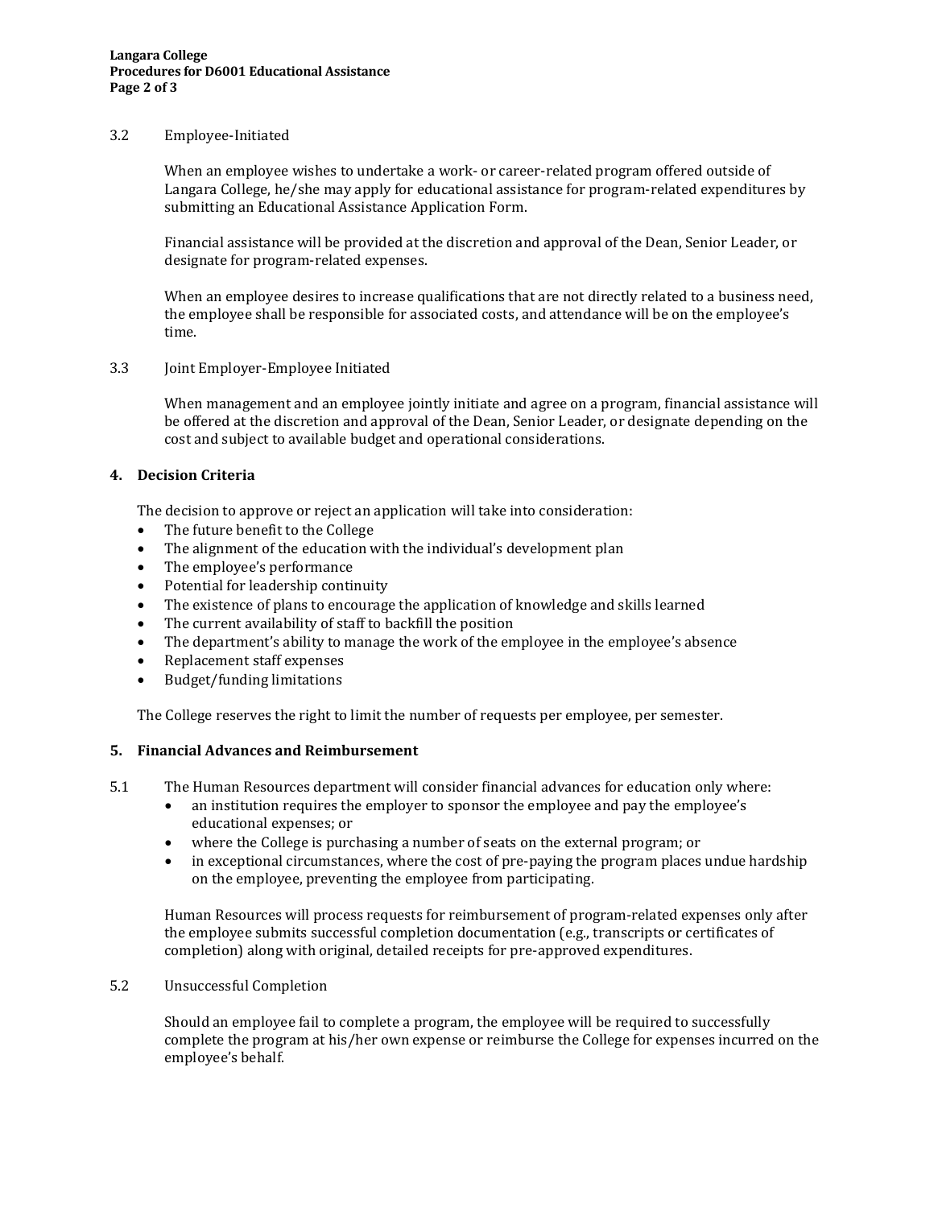3.2 Employee-Initiated

When an employee wishes to undertake a work- or career-related program offered outside of Langara College, he/she may apply for educational assistance for program-related expenditures by submitting an Educational Assistance Application Form.

Financial assistance will be provided at the discretion and approval of the Dean, Senior Leader, or designate for program-related expenses.

When an employee desires to increase qualifications that are not directly related to a business need, the employee shall be responsible for associated costs, and attendance will be on the employee's time.

3.3 Joint Employer-Employee Initiated

When management and an employee jointly initiate and agree on a program, financial assistance will be offered at the discretion and approval of the Dean, Senior Leader, or designate depending on the cost and subject to available budget and operational considerations.

## 4. Decision Criteria

The decision to approve or reject an application will take into consideration:

- The future benefit to the College
- The alignment of the education with the individual's development plan
- The employee's performance
- Potential for leadership continuity
- The existence of plans to encourage the application of knowledge and skills learned
- The current availability of staff to backfill the position
- The department's ability to manage the work of the employee in the employee's absence
- Replacement staff expenses
- Budget/funding limitations

The College reserves the right to limit the number of requests per employee, per semester.

## 5. Financial Advances and Reimbursement

5.1 The Human Resources department will consider financial advances for education only where:

- an institution requires the employer to sponsor the employee and pay the employee's educational expenses; or
- where the College is purchasing a number of seats on the external program; or
- in exceptional circumstances, where the cost of pre-paying the program places undue hardship on the employee, preventing the employee from participating.

Human Resources will process requests for reimbursement of program-related expenses only after the employee submits successful completion documentation (e.g., transcripts or certificates of completion) along with original, detailed receipts for pre-approved expenditures.

5.2 Unsuccessful Completion

Should an employee fail to complete a program, the employee will be required to successfully complete the program at his/her own expense or reimburse the College for expenses incurred on the employee's behalf.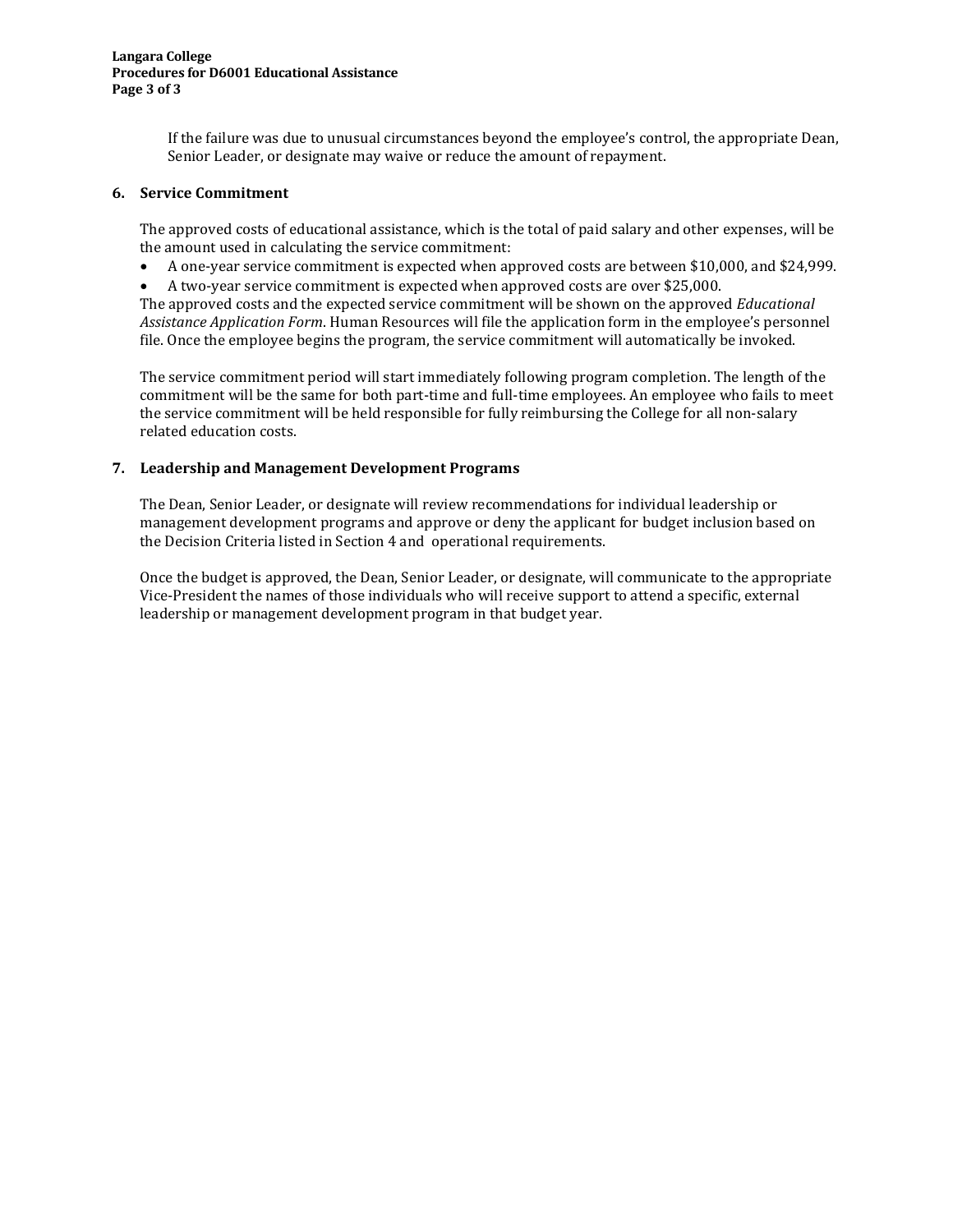If the failure was due to unusual circumstances beyond the employee's control, the appropriate Dean, Senior Leader, or designate may waive or reduce the amount of repayment.

**6. Service Commitment**

The approved costs of educational assistance, which is the total of paid salary and other expenses, will be the amount used in calculating the service commitment:

- A one-year service commitment is expected when approved costs are between $10,000, and $24,999.
- A two-year service commitment is expected when approved costs are over $25,000.

The approved costs and the expected service commitment will be shown on the approved *Educational Assistance Application Form*. Human Resources will file the application form in the employee's personnel file. Once the employee begins the program, the service commitment will automatically be invoked.

The service commitment period will start immediately following program completion. The length of the commitment will be the same for both part-time and full-time employees. An employee who fails to meet the service commitment will be held responsible for fully reimbursing the College for all non-salary related education costs.

**7. Leadership and Management Development Programs**

The Dean, Senior Leader, or designate will review recommendations for individual leadership or management development programs and approve or deny the applicant for budget inclusion based on the Decision Criteria listed in Section 4 and operational requirements.

Once the budget is approved, the Dean, Senior Leader, or designate, will communicate to the appropriate Vice-President the names of those individuals who will receive support to attend a specific, external leadership or management development program in that budget year.